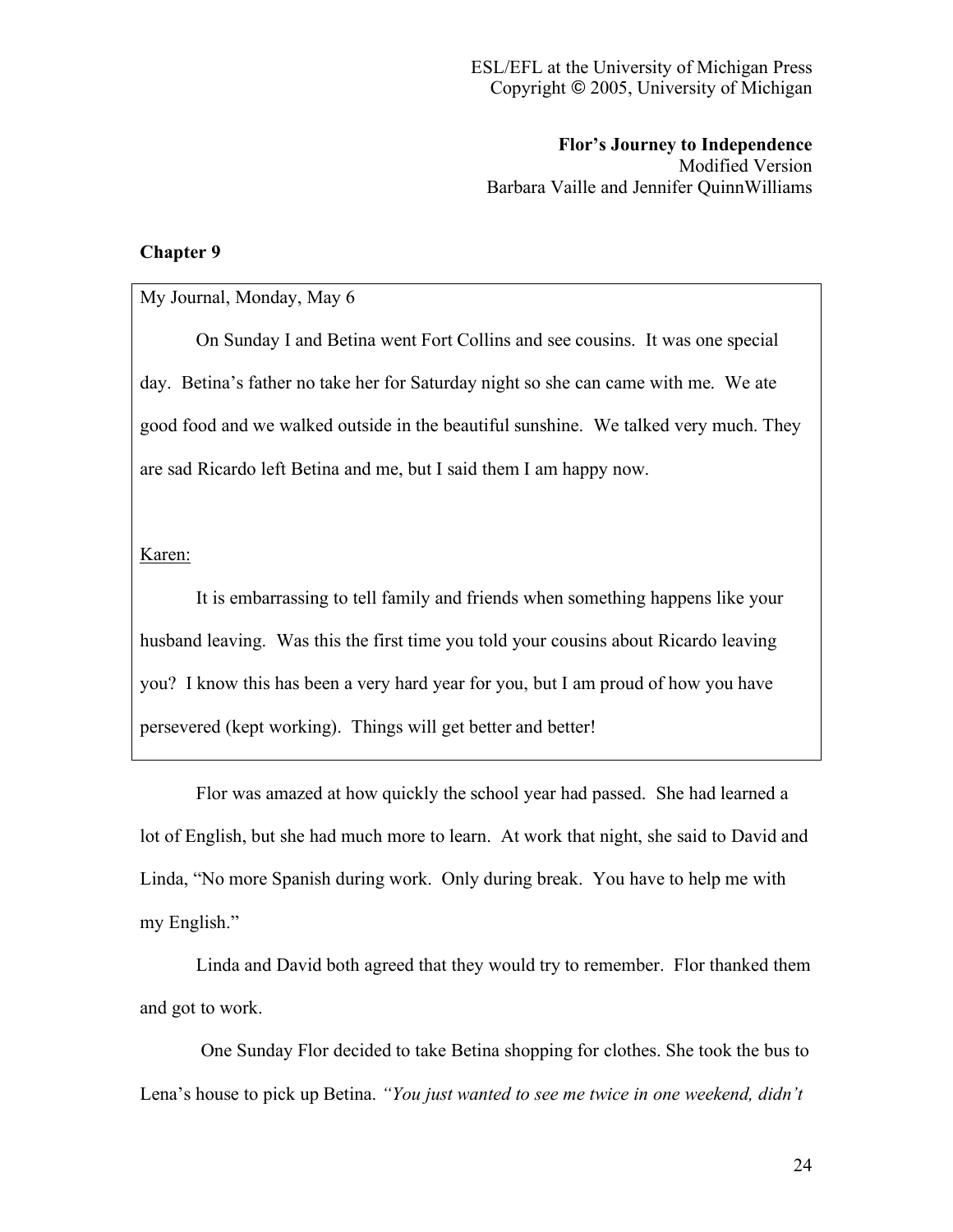**Flor's Journey to Independence**
Modified Version
Barbara Vaille and Jennifer QuinnWilliams

## Chapter 9

My Journal, Monday, May 6

On Sunday I and Betina went Fort Collins and see cousins. It was one special day. Betina's father no take her for Saturday night so she can came with me. We ate good food and we walked outside in the beautiful sunshine. We talked very much. They are sad Ricardo left Betina and me, but I said them I am happy now.

<u>Karen:</u>

It is embarrassing to tell family and friends when something happens like your husband leaving. Was this the first time you told your cousins about Ricardo leaving you? I know this has been a very hard year for you, but I am proud of how you have persevered (kept working). Things will get better and better!

Flor was amazed at how quickly the school year had passed. She had learned a lot of English, but she had much more to learn. At work that night, she said to David and Linda, "No more Spanish during work. Only during break. You have to help me with my English."

Linda and David both agreed that they would try to remember. Flor thanked them and got to work.

One Sunday Flor decided to take Betina shopping for clothes. She took the bus to Lena's house to pick up Betina. *"You just wanted to see me twice in one weekend, didn't*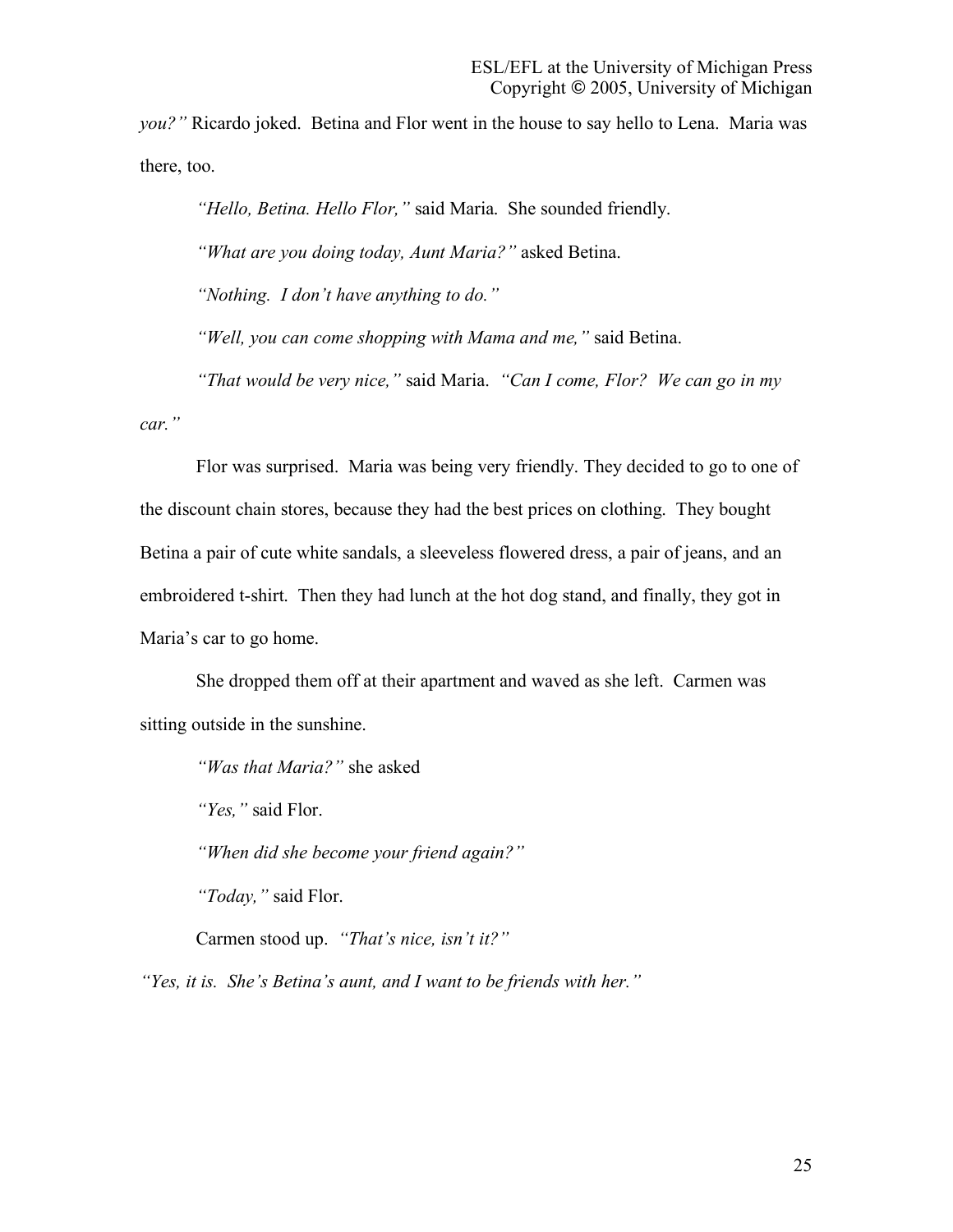*you?"* Ricardo joked. Betina and Flor went in the house to say hello to Lena. Maria was there, too.

*"Hello, Betina. Hello Flor,"* said Maria. She sounded friendly.

*"What are you doing today, Aunt Maria?"* asked Betina.

*"Nothing. I don't have anything to do."*

*"Well, you can come shopping with Mama and me,"* said Betina.

*"That would be very nice,"* said Maria. *"Can I come, Flor? We can go in my car."*

Flor was surprised. Maria was being very friendly. They decided to go to one of the discount chain stores, because they had the best prices on clothing. They bought Betina a pair of cute white sandals, a sleeveless flowered dress, a pair of jeans, and an embroidered t-shirt. Then they had lunch at the hot dog stand, and finally, they got in Maria's car to go home.

She dropped them off at their apartment and waved as she left. Carmen was sitting outside in the sunshine.

*"Was that Maria?"* she asked

*"Yes,"* said Flor.

*"When did she become your friend again?"*

*"Today,"* said Flor.

Carmen stood up. *"That's nice, isn't it?"*

*"Yes, it is. She's Betina's aunt, and I want to be friends with her."*